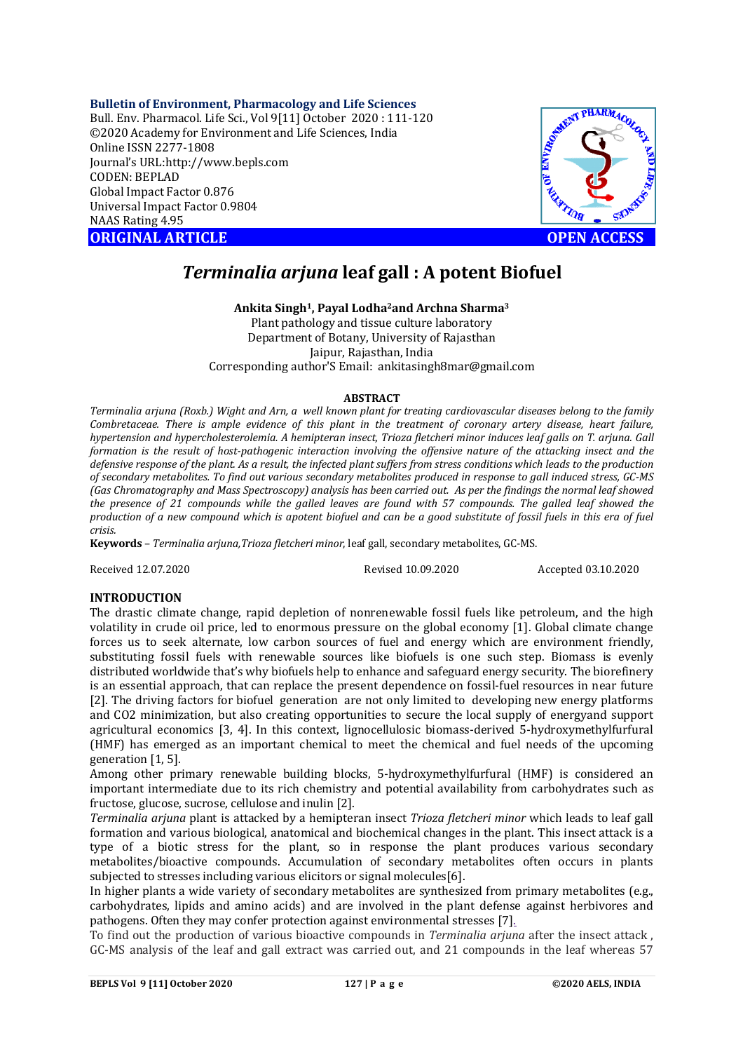**Bulletin of Environment, Pharmacology and Life Sciences**
Bull. Env. Pharmacol. Life Sci., Vol 9[11] October 2020 : 111-120
©2020 Academy for Environment and Life Sciences, India
Online ISSN 2277-1808
Journal's URL:http://www.bepls.com
CODEN: BEPLAD
Global Impact Factor 0.876
Universal Impact Factor 0.9804
NAAS Rating 4.95

**ORIGINAL ARTICLE** **OPEN ACCESS**

# *Terminalia arjuna* leaf gall : A potent Biofuel

**Ankita Singh[1], Payal Lodha[2] and Archna Sharma[3]**
Plant pathology and tissue culture laboratory
Department of Botany, University of Rajasthan
Jaipur, Rajasthan, India
Corresponding author'S Email: ankitasingh8mar@gmail.com

## ABSTRACT

*Terminalia arjuna (Roxb.) Wight and Arn, a well known plant for treating cardiovascular diseases belong to the family Combretaceae. There is ample evidence of this plant in the treatment of coronary artery disease, heart failure, hypertension and hypercholesterolemia. A hemipteran insect, Trioza fletcheri minor induces leaf galls on T. arjuna. Gall formation is the result of host-pathogenic interaction involving the offensive nature of the attacking insect and the defensive response of the plant. As a result, the infected plant suffers from stress conditions which leads to the production of secondary metabolites. To find out various secondary metabolites produced in response to gall induced stress, GC-MS (Gas Chromatography and Mass Spectroscopy) analysis has been carried out. As per the findings the normal leaf showed the presence of 21 compounds while the galled leaves are found with 57 compounds. The galled leaf showed the production of a new compound which is apotent biofuel and can be a good substitute of fossil fuels in this era of fuel crisis.*

**Keywords** – *Terminalia arjuna,Trioza fletcheri minor*, leaf gall, secondary metabolites, GC-MS.

Received 12.07.2020 Revised 10.09.2020 Accepted 03.10.2020

## INTRODUCTION

The drastic climate change, rapid depletion of nonrenewable fossil fuels like petroleum, and the high volatility in crude oil price, led to enormous pressure on the global economy [1]. Global climate change forces us to seek alternate, low carbon sources of fuel and energy which are environment friendly, substituting fossil fuels with renewable sources like biofuels is one such step. Biomass is evenly distributed worldwide that's why biofuels help to enhance and safeguard energy security. The biorefinery is an essential approach, that can replace the present dependence on fossil-fuel resources in near future [2]. The driving factors for biofuel generation are not only limited to developing new energy platforms and CO2 minimization, but also creating opportunities to secure the local supply of energyand support agricultural economics [3, 4]. In this context, lignocellulosic biomass-derived 5-hydroxymethylfurfural (HMF) has emerged as an important chemical to meet the chemical and fuel needs of the upcoming generation [1, 5].

Among other primary renewable building blocks, 5-hydroxymethylfurfural (HMF) is considered an important intermediate due to its rich chemistry and potential availability from carbohydrates such as fructose, glucose, sucrose, cellulose and inulin [2].

*Terminalia arjuna* plant is attacked by a hemipteran insect *Trioza fletcheri minor* which leads to leaf gall formation and various biological, anatomical and biochemical changes in the plant. This insect attack is a type of a biotic stress for the plant, so in response the plant produces various secondary metabolites/bioactive compounds. Accumulation of secondary metabolites often occurs in plants subjected to stresses including various elicitors or signal molecules[6].

In higher plants a wide variety of secondary metabolites are synthesized from primary metabolites (e.g., carbohydrates, lipids and amino acids) and are involved in the plant defense against herbivores and pathogens. Often they may confer protection against environmental stresses [7].

To find out the production of various bioactive compounds in *Terminalia arjuna* after the insect attack , GC-MS analysis of the leaf and gall extract was carried out, and 21 compounds in the leaf whereas 57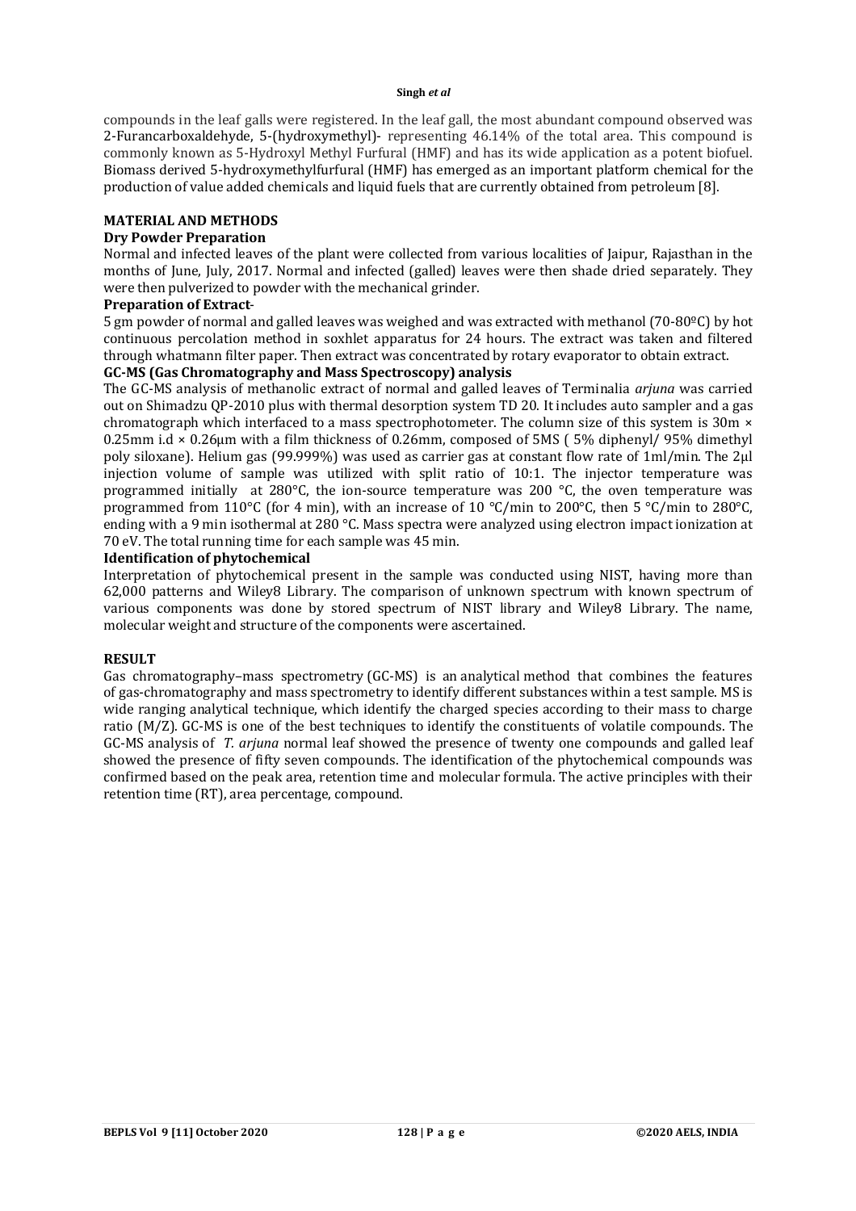compounds in the leaf galls were registered. In the leaf gall, the most abundant compound observed was 2-Furancarboxaldehyde, 5-(hydroxymethyl)- representing 46.14% of the total area. This compound is commonly known as 5-Hydroxyl Methyl Furfural (HMF) and has its wide application as a potent biofuel. Biomass derived 5-hydroxymethylfurfural (HMF) has emerged as an important platform chemical for the production of value added chemicals and liquid fuels that are currently obtained from petroleum [8].

## MATERIAL AND METHODS

### Dry Powder Preparation

Normal and infected leaves of the plant were collected from various localities of Jaipur, Rajasthan in the months of June, July, 2017. Normal and infected (galled) leaves were then shade dried separately. They were then pulverized to powder with the mechanical grinder.

### Preparation of Extract-

5 gm powder of normal and galled leaves was weighed and was extracted with methanol (70-80ºC) by hot continuous percolation method in soxhlet apparatus for 24 hours. The extract was taken and filtered through whatmann filter paper. Then extract was concentrated by rotary evaporator to obtain extract.

### GC-MS (Gas Chromatography and Mass Spectroscopy) analysis

The GC-MS analysis of methanolic extract of normal and galled leaves of Terminalia *arjuna* was carried out on Shimadzu QP-2010 plus with thermal desorption system TD 20. It includes auto sampler and a gas chromatograph which interfaced to a mass spectrophotometer. The column size of this system is 30m × 0.25mm i.d × 0.26μm with a film thickness of 0.26mm, composed of 5MS ( 5% diphenyl/ 95% dimethyl poly siloxane). Helium gas (99.999%) was used as carrier gas at constant flow rate of 1ml/min. The 2μl injection volume of sample was utilized with split ratio of 10:1. The injector temperature was programmed initially at 280°C, the ion-source temperature was 200 °C, the oven temperature was programmed from 110°C (for 4 min), with an increase of 10 °C/min to 200°C, then 5 °C/min to 280°C, ending with a 9 min isothermal at 280 °C. Mass spectra were analyzed using electron impact ionization at 70 eV. The total running time for each sample was 45 min.

### Identification of phytochemical

Interpretation of phytochemical present in the sample was conducted using NIST, having more than 62,000 patterns and Wiley8 Library. The comparison of unknown spectrum with known spectrum of various components was done by stored spectrum of NIST library and Wiley8 Library. The name, molecular weight and structure of the components were ascertained.

## RESULT

Gas chromatography–mass spectrometry (GC-MS) is an analytical method that combines the features of gas-chromatography and mass spectrometry to identify different substances within a test sample. MS is wide ranging analytical technique, which identify the charged species according to their mass to charge ratio (M/Z). GC-MS is one of the best techniques to identify the constituents of volatile compounds. The GC-MS analysis of *T. arjuna* normal leaf showed the presence of twenty one compounds and galled leaf showed the presence of fifty seven compounds. The identification of the phytochemical compounds was confirmed based on the peak area, retention time and molecular formula. The active principles with their retention time (RT), area percentage, compound.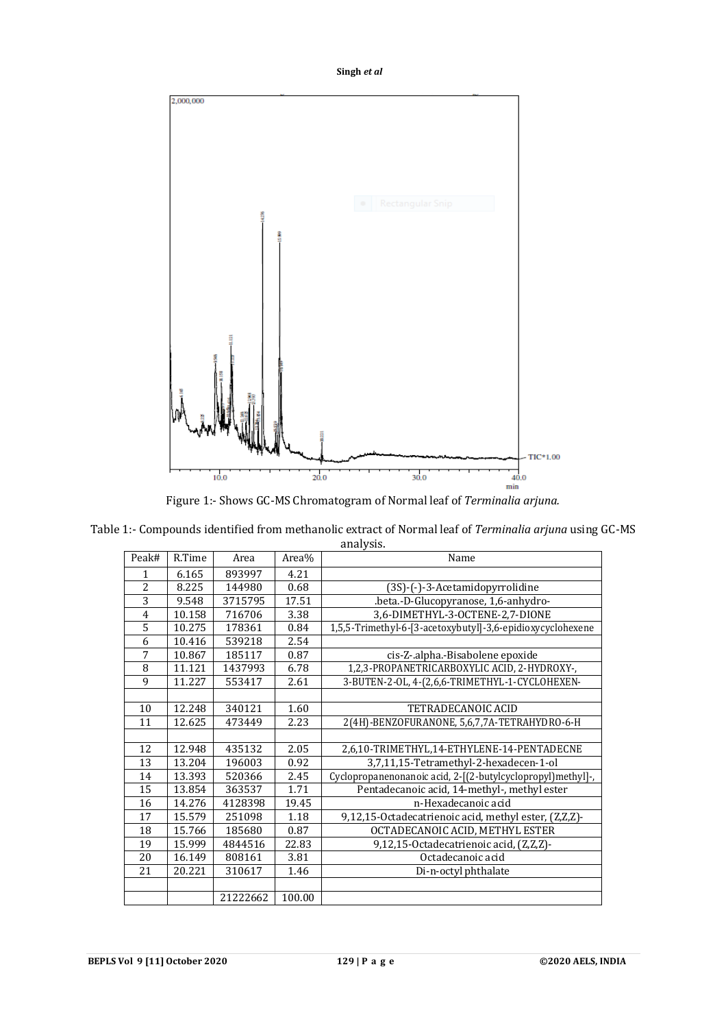Figure 1:- Shows GC-MS Chromatogram of Normal leaf of *Terminalia arjuna.*

Table 1:- Compounds identified from methanolic extract of Normal leaf of *Terminalia arjuna* using GC-MS analysis.

| Peak# | R.Time | Area | Area% | Name |
|---|---|---|---|---|
| 1 | 6.165 | 893997 | 4.21 | |
| 2 | 8.225 | 144980 | 0.68 | (3S)-(-)-3-Acetamidopyrrolidine |
| 3 | 9.548 | 3715795 | 17.51 | .beta.-D-Glucopyranose, 1,6-anhydro- |
| 4 | 10.158 | 716706 | 3.38 | 3,6-DIMETHYL-3-OCTENE-2,7-DIONE |
| 5 | 10.275 | 178361 | 0.84 | 1,5,5-Trimethyl-6-[3-acetoxybutyl]-3,6-epidioxycyclohexene |
| 6 | 10.416 | 539218 | 2.54 | |
| 7 | 10.867 | 185117 | 0.87 | cis-Z-.alpha.-Bisabolene epoxide |
| 8 | 11.121 | 1437993 | 6.78 | 1,2,3-PROPANETRICARBOXYLIC ACID, 2-HYDROXY-, |
| 9 | 11.227 | 553417 | 2.61 | 3-BUTEN-2-OL, 4-(2,6,6-TRIMETHYL-1-CYCLOHEXEN- |
| | | | | |
| 10 | 12.248 | 340121 | 1.60 | TETRADECANOIC ACID |
| 11 | 12.625 | 473449 | 2.23 | 2(4H)-BENZOFURANONE, 5,6,7,7A-TETRAHYDRO-6-H |
| | | | | |
| 12 | 12.948 | 435132 | 2.05 | 2,6,10-TRIMETHYL,14-ETHYLENE-14-PENTADECNE |
| 13 | 13.204 | 196003 | 0.92 | 3,7,11,15-Tetramethyl-2-hexadecen-1-ol |
| 14 | 13.393 | 520366 | 2.45 | Cyclopropanenonanoic acid, 2-[(2-butylcyclopropyl)methyl]-, |
| 15 | 13.854 | 363537 | 1.71 | Pentadecanoic acid, 14-methyl-, methyl ester |
| 16 | 14.276 | 4128398 | 19.45 | n-Hexadecanoic acid |
| 17 | 15.579 | 251098 | 1.18 | 9,12,15-Octadecatrienoic acid, methyl ester, (Z,Z,Z)- |
| 18 | 15.766 | 185680 | 0.87 | OCTADECANOIC ACID, METHYL ESTER |
| 19 | 15.999 | 4844516 | 22.83 | 9,12,15-Octadecatrienoic acid, (Z,Z,Z)- |
| 20 | 16.149 | 808161 | 3.81 | Octadecanoic acid |
| 21 | 20.221 | 310617 | 1.46 | Di-n-octyl phthalate |
| | | | | |
| | | 21222662 | 100.00 | |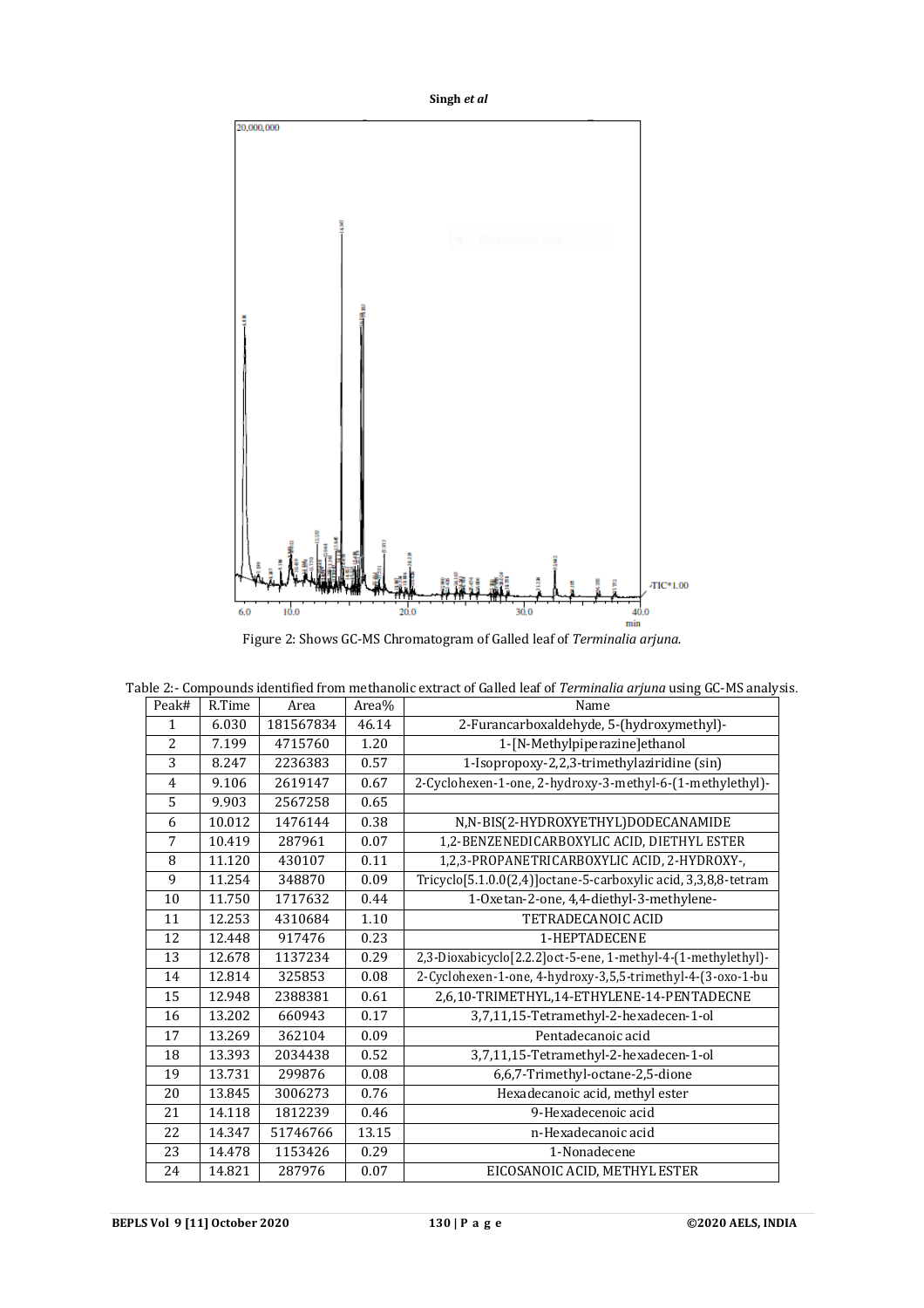Figure 2: Shows GC-MS Chromatogram of Galled leaf of *Terminalia arjuna.*

Table 2:- Compounds identified from methanolic extract of Galled leaf of *Terminalia arjuna* using GC-MS analysis.

| Peak# | R.Time | Area | Area% | Name |
|---|---|---|---|---|
| 1 | 6.030 | 181567834 | 46.14 | 2-Furancarboxaldehyde, 5-(hydroxymethyl)- |
| 2 | 7.199 | 4715760 | 1.20 | 1-[N-Methylpiperazine]ethanol |
| 3 | 8.247 | 2236383 | 0.57 | 1-Isopropoxy-2,2,3-trimethylaziridine (sin) |
| 4 | 9.106 | 2619147 | 0.67 | 2-Cyclohexen-1-one, 2-hydroxy-3-methyl-6-(1-methylethyl)- |
| 5 | 9.903 | 2567258 | 0.65 | |
| 6 | 10.012 | 1476144 | 0.38 | N,N-BIS(2-HYDROXYETHYL)DODECANAMIDE |
| 7 | 10.419 | 287961 | 0.07 | 1,2-BENZENEDICARBOXYLIC ACID, DIETHYL ESTER |
| 8 | 11.120 | 430107 | 0.11 | 1,2,3-PROPANETRICARBOXYLIC ACID, 2-HYDROXY-, |
| 9 | 11.254 | 348870 | 0.09 | Tricyclo[5.1.0.0(2,4)]octane-5-carboxylic acid, 3,3,8,8-tetram |
| 10 | 11.750 | 1717632 | 0.44 | 1-Oxetan-2-one, 4,4-diethyl-3-methylene- |
| 11 | 12.253 | 4310684 | 1.10 | TETRADECANOIC ACID |
| 12 | 12.448 | 917476 | 0.23 | 1-HEPTADECENE |
| 13 | 12.678 | 1137234 | 0.29 | 2,3-Dioxabicyclo[2.2.2]oct-5-ene, 1-methyl-4-(1-methylethyl)- |
| 14 | 12.814 | 325853 | 0.08 | 2-Cyclohexen-1-one, 4-hydroxy-3,5,5-trimethyl-4-(3-oxo-1-bu |
| 15 | 12.948 | 2388381 | 0.61 | 2,6,10-TRIMETHYL,14-ETHYLENE-14-PENTADECNE |
| 16 | 13.202 | 660943 | 0.17 | 3,7,11,15-Tetramethyl-2-hexadecen-1-ol |
| 17 | 13.269 | 362104 | 0.09 | Pentadecanoic acid |
| 18 | 13.393 | 2034438 | 0.52 | 3,7,11,15-Tetramethyl-2-hexadecen-1-ol |
| 19 | 13.731 | 299876 | 0.08 | 6,6,7-Trimethyl-octane-2,5-dione |
| 20 | 13.845 | 3006273 | 0.76 | Hexadecanoic acid, methyl ester |
| 21 | 14.118 | 1812239 | 0.46 | 9-Hexadecenoic acid |
| 22 | 14.347 | 51746766 | 13.15 | n-Hexadecanoic acid |
| 23 | 14.478 | 1153426 | 0.29 | 1-Nonadecene |
| 24 | 14.821 | 287976 | 0.07 | EICOSANOIC ACID, METHYL ESTER |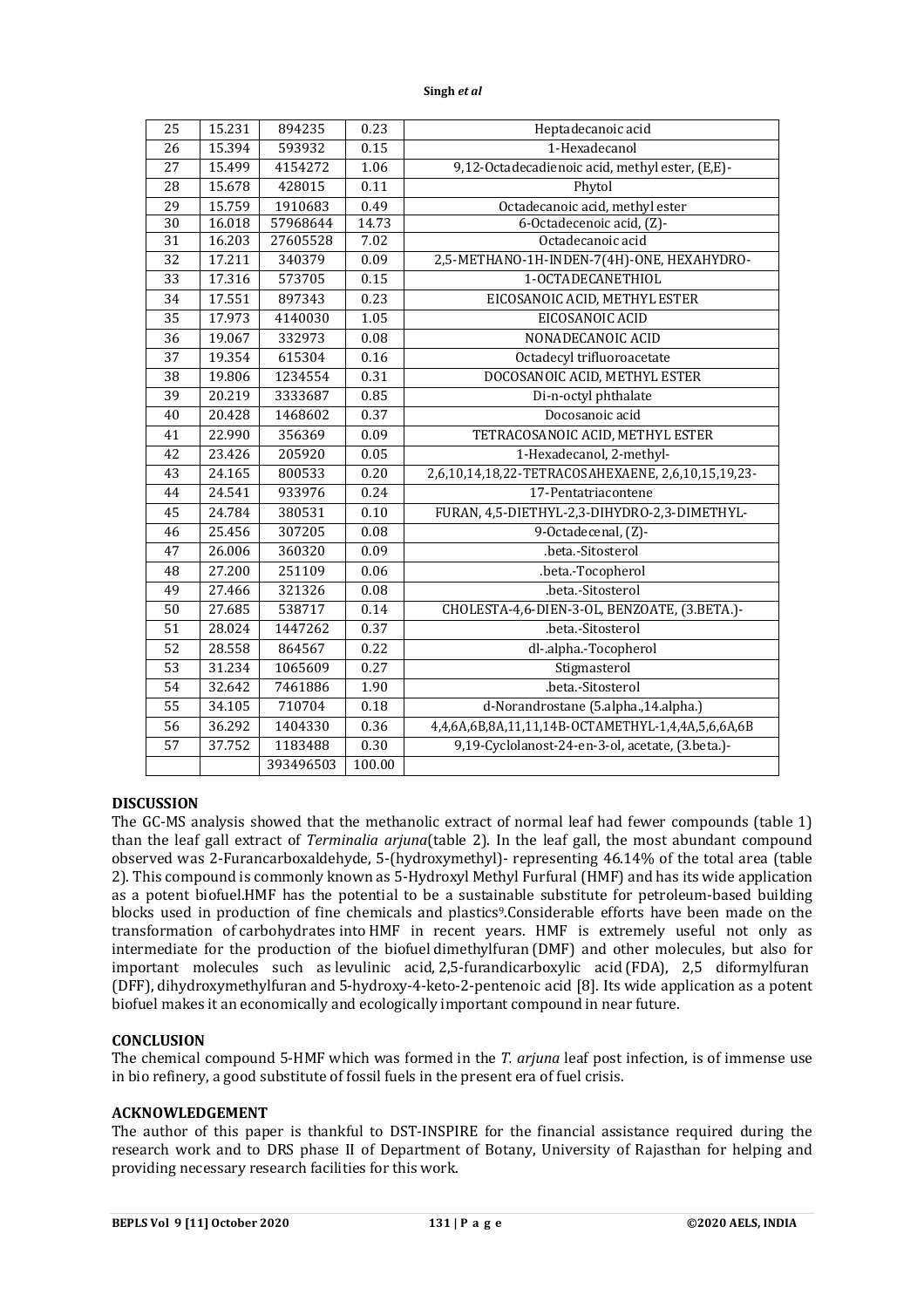| 25 | 15.231 | 894235 | 0.23 | Heptadecanoic acid |
|---|---|---|---|---|
| 26 | 15.394 | 593932 | 0.15 | 1-Hexadecanol |
| 27 | 15.499 | 4154272 | 1.06 | 9,12-Octadecadienoic acid, methyl ester, (E,E)- |
| 28 | 15.678 | 428015 | 0.11 | Phytol |
| 29 | 15.759 | 1910683 | 0.49 | Octadecanoic acid, methyl ester |
| 30 | 16.018 | 57968644 | 14.73 | 6-Octadecenoic acid, (Z)- |
| 31 | 16.203 | 27605528 | 7.02 | Octadecanoic acid |
| 32 | 17.211 | 340379 | 0.09 | 2,5-METHANO-1H-INDEN-7(4H)-ONE, HEXAHYDRO- |
| 33 | 17.316 | 573705 | 0.15 | 1-OCTADECANETHIOL |
| 34 | 17.551 | 897343 | 0.23 | EICOSANOIC ACID, METHYL ESTER |
| 35 | 17.973 | 4140030 | 1.05 | EICOSANOIC ACID |
| 36 | 19.067 | 332973 | 0.08 | NONADECANOIC ACID |
| 37 | 19.354 | 615304 | 0.16 | Octadecyl trifluoroacetate |
| 38 | 19.806 | 1234554 | 0.31 | DOCOSANOIC ACID, METHYL ESTER |
| 39 | 20.219 | 3333687 | 0.85 | Di-n-octyl phthalate |
| 40 | 20.428 | 1468602 | 0.37 | Docosanoic acid |
| 41 | 22.990 | 356369 | 0.09 | TETRACOSANOIC ACID, METHYL ESTER |
| 42 | 23.426 | 205920 | 0.05 | 1-Hexadecanol, 2-methyl- |
| 43 | 24.165 | 800533 | 0.20 | 2,6,10,14,18,22-TETRACOSAHEXAENE, 2,6,10,15,19,23- |
| 44 | 24.541 | 933976 | 0.24 | 17-Pentatriacontene |
| 45 | 24.784 | 380531 | 0.10 | FURAN, 4,5-DIETHYL-2,3-DIHYDRO-2,3-DIMETHYL- |
| 46 | 25.456 | 307205 | 0.08 | 9-Octadecenal, (Z)- |
| 47 | 26.006 | 360320 | 0.09 | .beta.-Sitosterol |
| 48 | 27.200 | 251109 | 0.06 | .beta.-Tocopherol |
| 49 | 27.466 | 321326 | 0.08 | .beta.-Sitosterol |
| 50 | 27.685 | 538717 | 0.14 | CHOLESTA-4,6-DIEN-3-OL, BENZOATE, (3.BETA.)- |
| 51 | 28.024 | 1447262 | 0.37 | .beta.-Sitosterol |
| 52 | 28.558 | 864567 | 0.22 | dl-.alpha.-Tocopherol |
| 53 | 31.234 | 1065609 | 0.27 | Stigmasterol |
| 54 | 32.642 | 7461886 | 1.90 | .beta.-Sitosterol |
| 55 | 34.105 | 710704 | 0.18 | d-Norandrostane (5.alpha.,14.alpha.) |
| 56 | 36.292 | 1404330 | 0.36 | 4,4,6A,6B,8A,11,11,14B-OCTAMETHYL-1,4,4A,5,6,6A,6B |
| 57 | 37.752 | 1183488 | 0.30 | 9,19-Cyclolanost-24-en-3-ol, acetate, (3.beta.)- |
| | | 393496503 | 100.00 | |

## DISCUSSION

The GC-MS analysis showed that the methanolic extract of normal leaf had fewer compounds (table 1) than the leaf gall extract of *Terminalia arjuna*(table 2). In the leaf gall, the most abundant compound observed was 2-Furancarboxaldehyde, 5-(hydroxymethyl)- representing 46.14% of the total area (table 2). This compound is commonly known as 5-Hydroxyl Methyl Furfural (HMF) and has its wide application as a potent biofuel.HMF has the potential to be a sustainable substitute for petroleum-based building blocks used in production of fine chemicals and plastics[9].Considerable efforts have been made on the transformation of carbohydrates into HMF in recent years. HMF is extremely useful not only as intermediate for the production of the biofuel dimethylfuran (DMF) and other molecules, but also for important molecules such as levulinic acid, 2,5-furandicarboxylic acid (FDA), 2,5 diformylfuran (DFF), dihydroxymethylfuran and 5-hydroxy-4-keto-2-pentenoic acid [8]. Its wide application as a potent biofuel makes it an economically and ecologically important compound in near future.

## CONCLUSION

The chemical compound 5-HMF which was formed in the *T. arjuna* leaf post infection, is of immense use in bio refinery, a good substitute of fossil fuels in the present era of fuel crisis.

## ACKNOWLEDGEMENT

The author of this paper is thankful to DST-INSPIRE for the financial assistance required during the research work and to DRS phase II of Department of Botany, University of Rajasthan for helping and providing necessary research facilities for this work.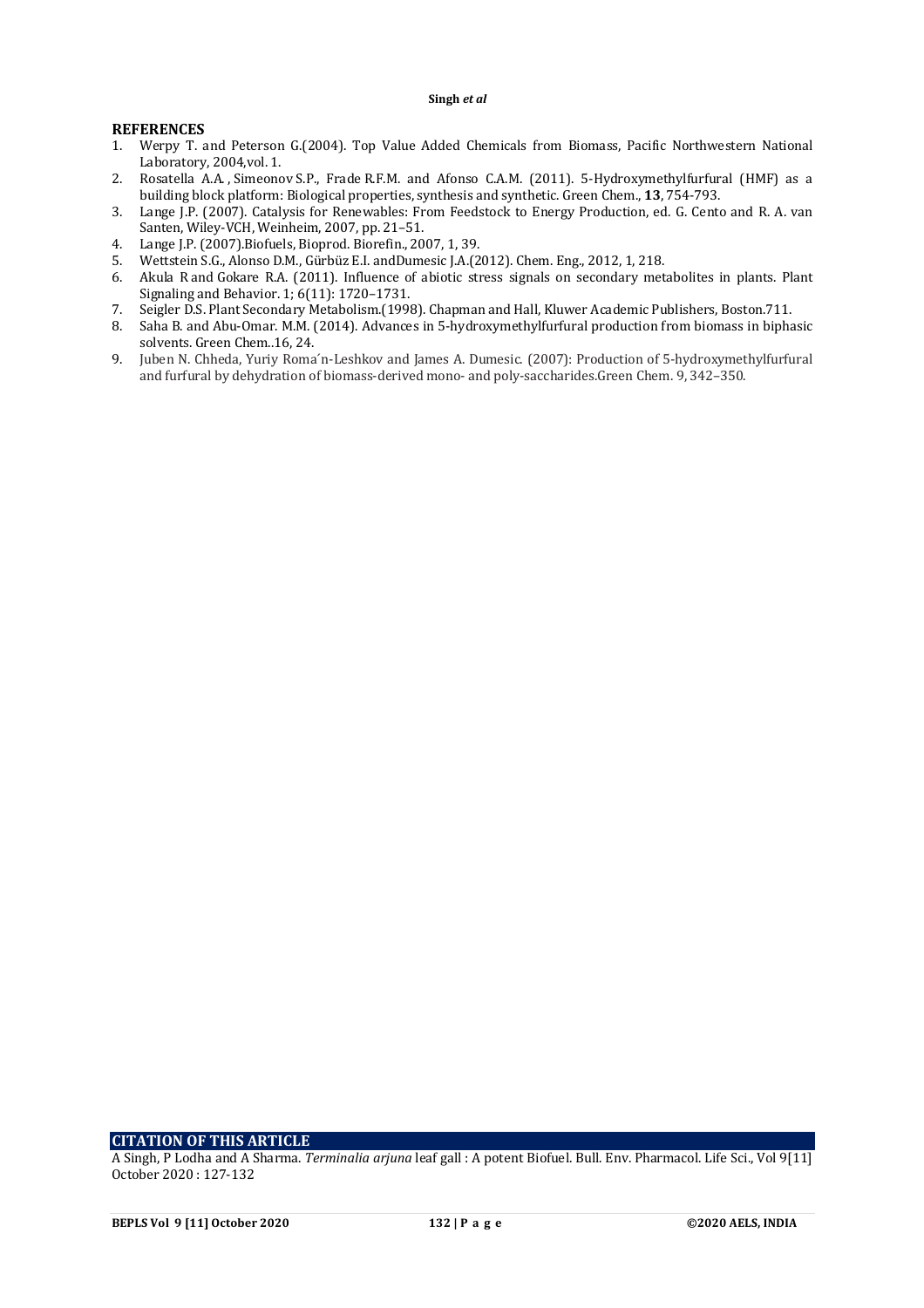## REFERENCES

1. Werpy T. and Peterson G.(2004). Top Value Added Chemicals from Biomass, Pacific Northwestern National Laboratory, 2004,vol. 1.
2. Rosatella A.A. , Simeonov S.P., Frade R.F.M. and Afonso C.A.M. (2011). 5-Hydroxymethylfurfural (HMF) as a building block platform: Biological properties, synthesis and synthetic. Green Chem., **13**, 754-793.
3. Lange J.P. (2007). Catalysis for Renewables: From Feedstock to Energy Production, ed. G. Cento and R. A. van Santen, Wiley-VCH, Weinheim, 2007, pp. 21–51.
4. Lange J.P. (2007).Biofuels, Bioprod. Biorefin., 2007, 1, 39.
5. Wettstein S.G., Alonso D.M., Gürbüz E.I. andDumesic J.A.(2012). Chem. Eng., 2012, 1, 218.
6. Akula R and Gokare R.A. (2011). Influence of abiotic stress signals on secondary metabolites in plants. Plant Signaling and Behavior. 1; 6(11): 1720–1731.
7. Seigler D.S. Plant Secondary Metabolism.(1998). Chapman and Hall, Kluwer Academic Publishers, Boston.711.
8. Saha B. and Abu-Omar. M.M. (2014). Advances in 5-hydroxymethylfurfural production from biomass in biphasic solvents. Green Chem..16, 24.
9. Juben N. Chheda, Yuriy Roma´n-Leshkov and James A. Dumesic. (2007): Production of 5-hydroxymethylfurfural and furfural by dehydration of biomass-derived mono- and poly-saccharides.Green Chem. 9, 342–350.

**CITATION OF THIS ARTICLE**

A Singh, P Lodha and A Sharma. *Terminalia arjuna* leaf gall : A potent Biofuel. Bull. Env. Pharmacol. Life Sci., Vol 9[11] October 2020 : 127-132